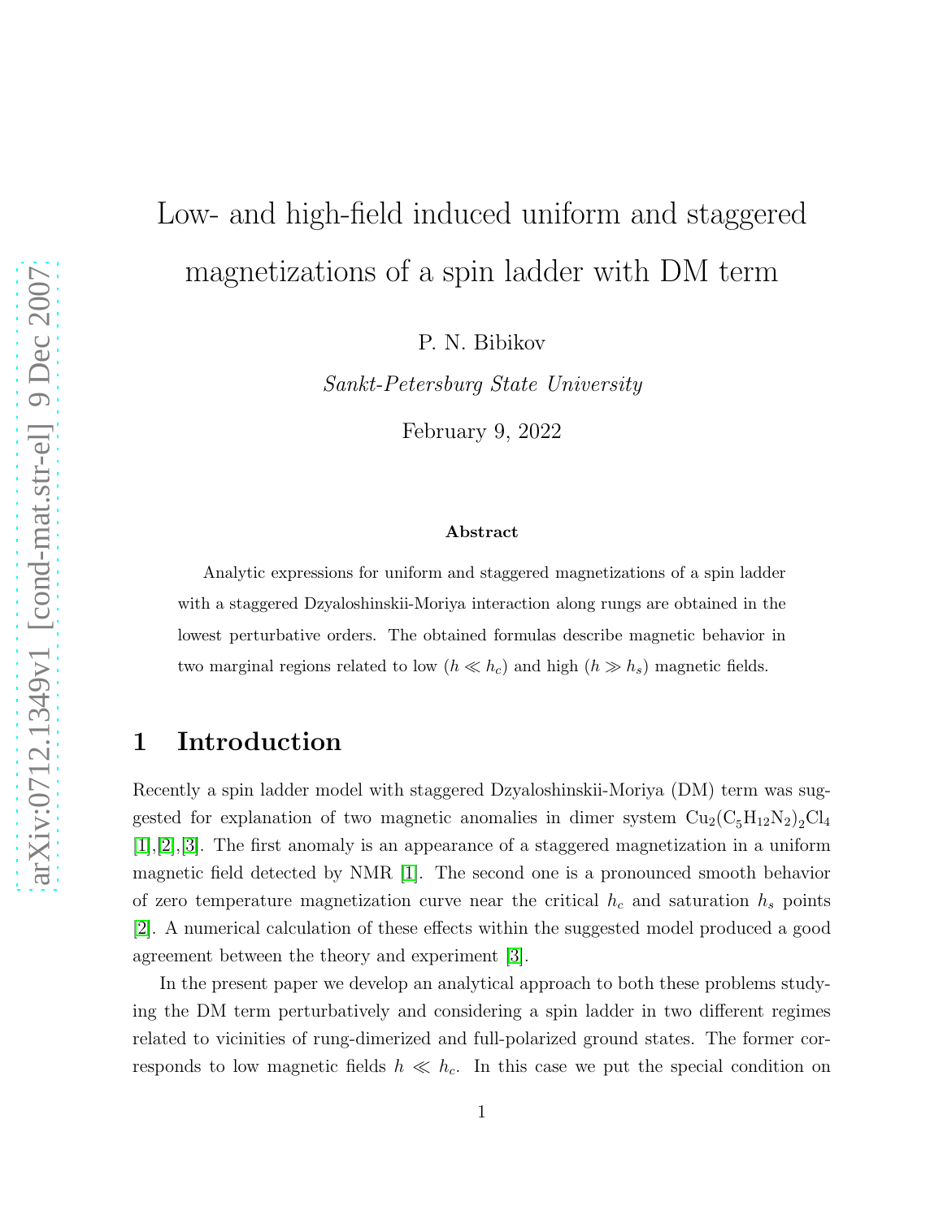# Low- and high-field induced uniform and staggered magnetizations of a spin ladder with DM term

P. N. Bibikov

*Sankt-Petersburg State University*

February 9, 2022

### Abstract

Analytic expressions for uniform and staggered magnetizations of a spin ladder with a staggered Dzyaloshinskii-Moriya interaction along rungs are obtained in the lowest perturbative orders. The obtained formulas describe magnetic behavior in two marginal regions related to low ($h \ll h_c$) and high ($h \gg h_s$) magnetic fields.

## 1 Introduction

Recently a spin ladder model with staggered Dzyaloshinskii-Moriya (DM) term was suggested for explanation of two magnetic anomalies in dimer system $Cu_2(C_5H_{12}N_2)_2Cl_4$ [1],[2],[3]. The first anomaly is an appearance of a staggered magnetization in a uniform magnetic field detected by NMR [1]. The second one is a pronounced smooth behavior of zero temperature magnetization curve near the critical $h_c$ and saturation $h_s$ points [2]. A numerical calculation of these effects within the suggested model produced a good agreement between the theory and experiment [3].

In the present paper we develop an analytical approach to both these problems studying the DM term perturbatively and considering a spin ladder in two different regimes related to vicinities of rung-dimerized and full-polarized ground states. The former corresponds to low magnetic fields $h \ll h_c$. In this case we put the special condition on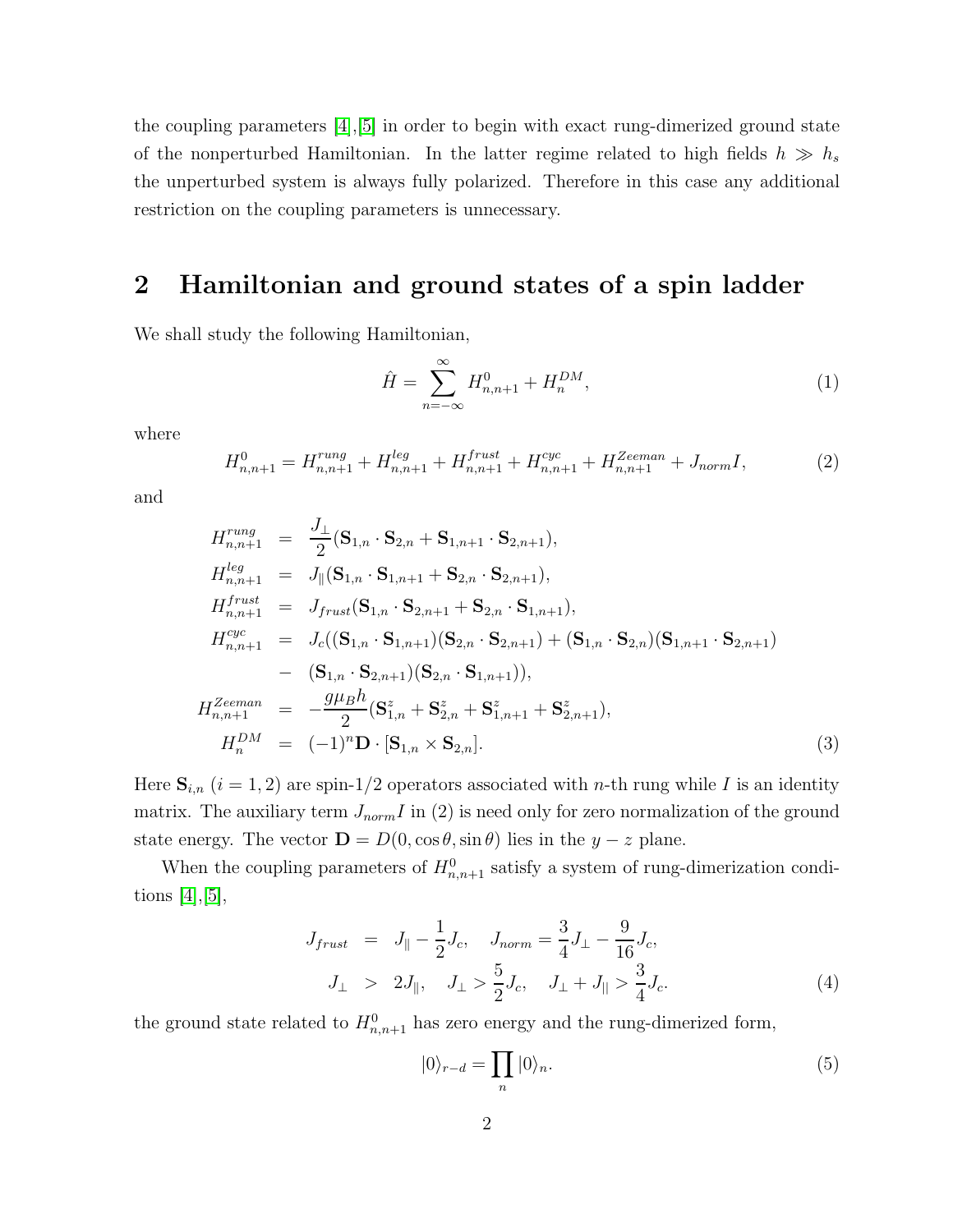the coupling parameters [4],[5] in order to begin with exact rung-dimerized ground state of the nonperturbed Hamiltonian. In the latter regime related to high fields $h \gg h_s$ the unperturbed system is always fully polarized. Therefore in this case any additional restriction on the coupling parameters is unnecessary.

## 2 Hamiltonian and ground states of a spin ladder

We shall study the following Hamiltonian,

$$\hat{H} = \sum_{n=-\infty}^{\infty} H^0_{n,n+1} + H^{DM}_n, \tag{1}$$

where

$$H^0_{n,n+1} = H^{rung}_{n,n+1} + H^{leg}_{n,n+1} + H^{frust}_{n,n+1} + H^{cyc}_{n,n+1} + H^{Zeeman}_{n,n+1} + J_{norm} I, \tag{2}$$

and

$$\begin{aligned}
H^{rung}_{n,n+1} &= \frac{J_\perp}{2}(\mathbf{S}_{1,n}\cdot\mathbf{S}_{2,n} + \mathbf{S}_{1,n+1}\cdot\mathbf{S}_{2,n+1}),\\
H^{leg}_{n,n+1} &= J_\parallel(\mathbf{S}_{1,n}\cdot\mathbf{S}_{1,n+1} + \mathbf{S}_{2,n}\cdot\mathbf{S}_{2,n+1}),\\
H^{frust}_{n,n+1} &= J_{frust}(\mathbf{S}_{1,n}\cdot\mathbf{S}_{2,n+1} + \mathbf{S}_{2,n}\cdot\mathbf{S}_{1,n+1}),\\
H^{cyc}_{n,n+1} &= J_c((\mathbf{S}_{1,n}\cdot\mathbf{S}_{1,n+1})(\mathbf{S}_{2,n}\cdot\mathbf{S}_{2,n+1}) + (\mathbf{S}_{1,n}\cdot\mathbf{S}_{2,n})(\mathbf{S}_{1,n+1}\cdot\mathbf{S}_{2,n+1})\\
&- (\mathbf{S}_{1,n}\cdot\mathbf{S}_{2,n+1})(\mathbf{S}_{2,n}\cdot\mathbf{S}_{1,n+1})),\\
H^{Zeeman}_{n,n+1} &= -\frac{g\mu_B h}{2}(\mathbf{S}^z_{1,n} + \mathbf{S}^z_{2,n} + \mathbf{S}^z_{1,n+1} + \mathbf{S}^z_{2,n+1}),\\
H^{DM}_n &= (-1)^n \mathbf{D}\cdot[\mathbf{S}_{1,n}\times\mathbf{S}_{2,n}].
\end{aligned} \tag{3}$$

Here $\mathbf{S}_{i,n}$ $(i = 1, 2)$ are spin-1/2 operators associated with $n$-th rung while $I$ is an identity matrix. The auxiliary term $J_{norm}I$ in (2) is need only for zero normalization of the ground state energy. The vector $\mathbf{D} = D(0, \cos\theta, \sin\theta)$ lies in the $y-z$ plane.

When the coupling parameters of $H^0_{n,n+1}$ satisfy a system of rung-dimerization conditions [4],[5],

$$\begin{aligned}
J_{frust} &= J_\parallel - \frac{1}{2}J_c, \quad J_{norm} = \frac{3}{4}J_\perp - \frac{9}{16}J_c,\\
J_\perp &> 2J_\parallel, \quad J_\perp > \frac{5}{2}J_c, \quad J_\perp + J_{||} > \frac{3}{4}J_c.
\end{aligned} \tag{4}$$

the ground state related to $H^0_{n,n+1}$ has zero energy and the rung-dimerized form,

$$|0\rangle_{r-d} = \prod_n |0\rangle_n. \tag{5}$$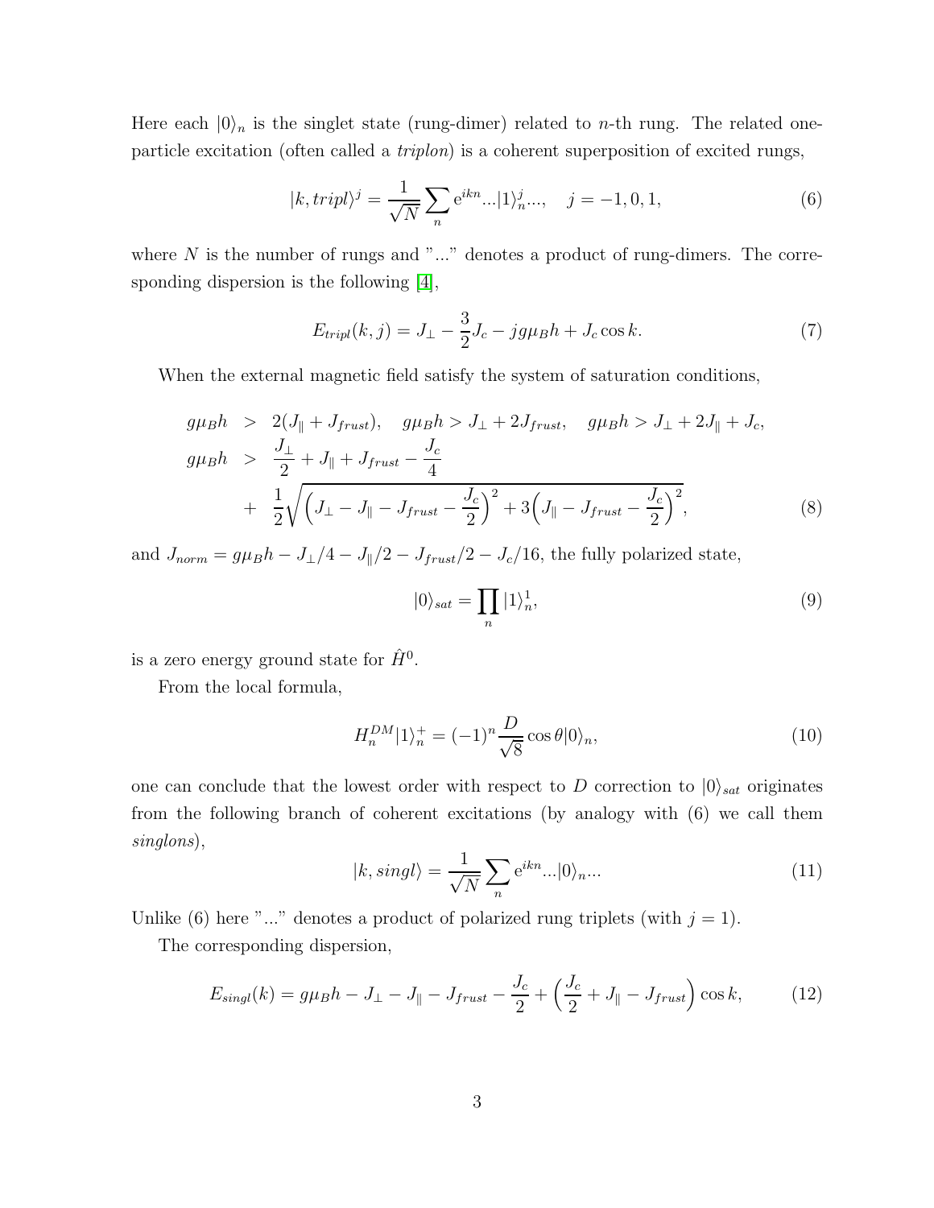Here each $|0\rangle_n$ is the singlet state (rung-dimer) related to $n$-th rung. The related one-particle excitation (often called a *triplon*) is a coherent superposition of excited rungs,

$$|k, tripl\rangle^j = \frac{1}{\sqrt{N}} \sum_n \mathrm{e}^{ikn} ...|1\rangle_n^j ..., \quad j = -1, 0, 1, \tag{6}$$

where $N$ is the number of rungs and "..." denotes a product of rung-dimers. The corresponding dispersion is the following [4],

$$E_{tripl}(k, j) = J_\perp - \frac{3}{2} J_c - j g \mu_B h + J_c \cos k. \tag{7}$$

When the external magnetic field satisfy the system of saturation conditions,

$$\begin{aligned}
g\mu_B h &> 2(J_\parallel + J_{frust}), \quad g\mu_B h > J_\perp + 2J_{frust}, \quad g\mu_B h > J_\perp + 2J_\parallel + J_c, \\
g\mu_B h &> \frac{J_\perp}{2} + J_\parallel + J_{frust} - \frac{J_c}{4} \\
&+ \frac{1}{2}\sqrt{\Big(J_\perp - J_\parallel - J_{frust} - \frac{J_c}{2}\Big)^2 + 3\Big(J_\parallel - J_{frust} - \frac{J_c}{2}\Big)^2},
\end{aligned} \tag{8}$$

and $J_{norm} = g\mu_B h - J_\perp/4 - J_\parallel/2 - J_{frust}/2 - J_c/16$, the fully polarized state,

$$|0\rangle_{sat} = \prod_n |1\rangle_n^1, \tag{9}$$

is a zero energy ground state for $\hat{H}^0$.

From the local formula,

$$H_n^{DM} |1\rangle_n^+ = (-1)^n \frac{D}{\sqrt{8}} \cos\theta |0\rangle_n, \tag{10}$$

one can conclude that the lowest order with respect to $D$ correction to $|0\rangle_{sat}$ originates from the following branch of coherent excitations (by analogy with (6) we call them *singlons*),

$$|k, singl\rangle = \frac{1}{\sqrt{N}} \sum_n \mathrm{e}^{ikn} ...|0\rangle_n ... \tag{11}$$

Unlike (6) here "..." denotes a product of polarized rung triplets (with $j = 1$).

The corresponding dispersion,

$$E_{singl}(k) = g\mu_B h - J_\perp - J_\parallel - J_{frust} - \frac{J_c}{2} + \Big(\frac{J_c}{2} + J_\parallel - J_{frust}\Big) \cos k, \tag{12}$$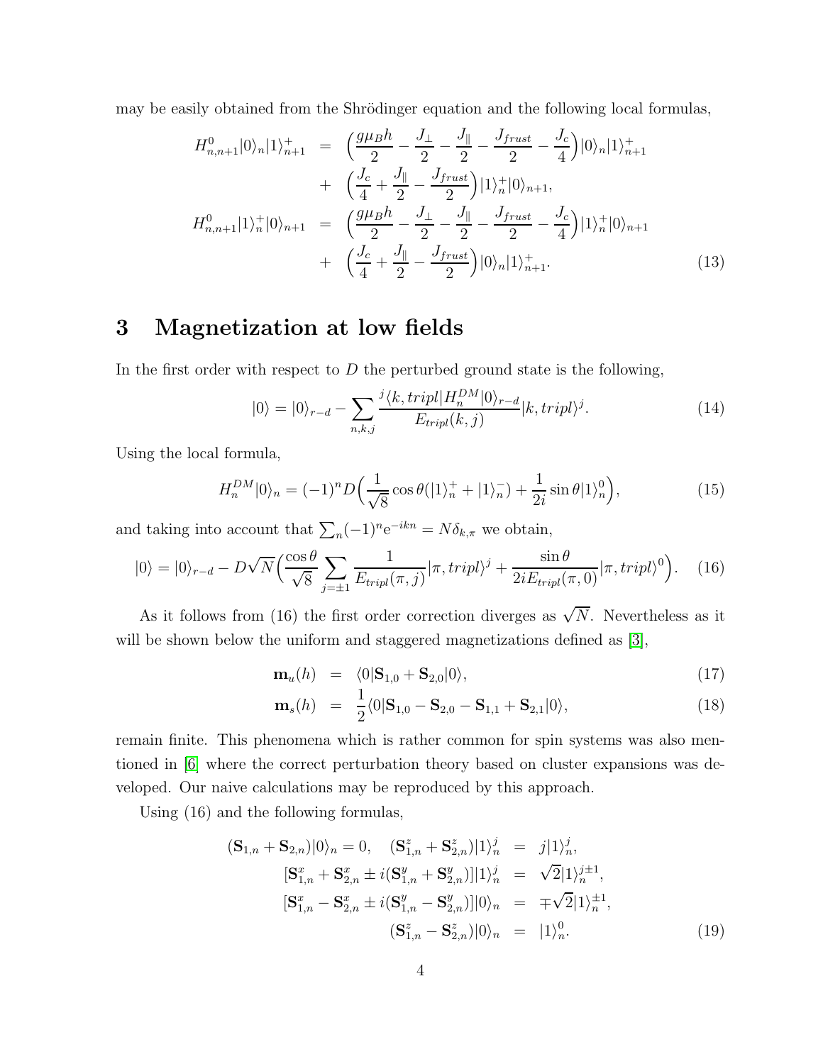may be easily obtained from the Shrödinger equation and the following local formulas,

$$
\begin{aligned}
H^0_{n,n+1}|0\rangle_n|1\rangle^+_{n+1} &= \Big(\frac{g\mu_B h}{2} - \frac{J_\perp}{2} - \frac{J_\parallel}{2} - \frac{J_{frust}}{2} - \frac{J_c}{4}\Big)|0\rangle_n|1\rangle^+_{n+1} \\
&+ \Big(\frac{J_c}{4} + \frac{J_\parallel}{2} - \frac{J_{frust}}{2}\Big)|1\rangle^+_n|0\rangle_{n+1}, \\
H^0_{n,n+1}|1\rangle^+_n|0\rangle_{n+1} &= \Big(\frac{g\mu_B h}{2} - \frac{J_\perp}{2} - \frac{J_\parallel}{2} - \frac{J_{frust}}{2} - \frac{J_c}{4}\Big)|1\rangle^+_n|0\rangle_{n+1} \\
&+ \Big(\frac{J_c}{4} + \frac{J_\parallel}{2} - \frac{J_{frust}}{2}\Big)|0\rangle_n|1\rangle^+_{n+1}.
\end{aligned} \tag{13}
$$

# 3 Magnetization at low fields

In the first order with respect to $D$ the perturbed ground state is the following,

$$
|0\rangle = |0\rangle_{r-d} - \sum_{n,k,j} \frac{{}^j\langle k, tripl|H^{DM}_n|0\rangle_{r-d}}{E_{tripl}(k,j)}|k, tripl\rangle^j. \tag{14}
$$

Using the local formula,

$$
H^{DM}_n|0\rangle_n = (-1)^n D\Big(\frac{1}{\sqrt{8}}\cos\theta(|1\rangle^+_n + |1\rangle^-_n) + \frac{1}{2i}\sin\theta|1\rangle^0_n\Big), \tag{15}
$$

and taking into account that $\sum_n (-1)^n \mathrm{e}^{-ikn} = N\delta_{k,\pi}$ we obtain,

$$
|0\rangle = |0\rangle_{r-d} - D\sqrt{N}\Big(\frac{\cos\theta}{\sqrt{8}}\sum_{j=\pm 1}\frac{1}{E_{tripl}(\pi,j)}|\pi, tripl\rangle^j + \frac{\sin\theta}{2iE_{tripl}(\pi,0)}|\pi, tripl\rangle^0\Big). \tag{16}
$$

As it follows from (16) the first order correction diverges as $\sqrt{N}$. Nevertheless as it will be shown below the uniform and staggered magnetizations defined as [3],

$$
\begin{aligned}
\mathbf{m}_u(h) &= \langle 0|\mathbf{S}_{1,0} + \mathbf{S}_{2,0}|0\rangle, & (17)\\
\mathbf{m}_s(h) &= \frac{1}{2}\langle 0|\mathbf{S}_{1,0} - \mathbf{S}_{2,0} - \mathbf{S}_{1,1} + \mathbf{S}_{2,1}|0\rangle, & (18)
\end{aligned}
$$

remain finite. This phenomena which is rather common for spin systems was also mentioned in [6] where the correct perturbation theory based on cluster expansions was developed. Our naive calculations may be reproduced by this approach.

Using (16) and the following formulas,

$$
\begin{aligned}
(\mathbf{S}_{1,n} + \mathbf{S}_{2,n})|0\rangle_n = 0, \quad (\mathbf{S}^z_{1,n} + \mathbf{S}^z_{2,n})|1\rangle^j_n &= j|1\rangle^j_n, \\
[\mathbf{S}^x_{1,n} + \mathbf{S}^x_{2,n} \pm i(\mathbf{S}^y_{1,n} + \mathbf{S}^y_{2,n})]|1\rangle^j_n &= \sqrt{2}|1\rangle^{j\pm 1}_n, \\
[\mathbf{S}^x_{1,n} - \mathbf{S}^x_{2,n} \pm i(\mathbf{S}^y_{1,n} - \mathbf{S}^y_{2,n})]|0\rangle_n &= \mp\sqrt{2}|1\rangle^{\pm 1}_n, \\
(\mathbf{S}^z_{1,n} - \mathbf{S}^z_{2,n})|0\rangle_n &= |1\rangle^0_n.
\end{aligned} \tag{19}
$$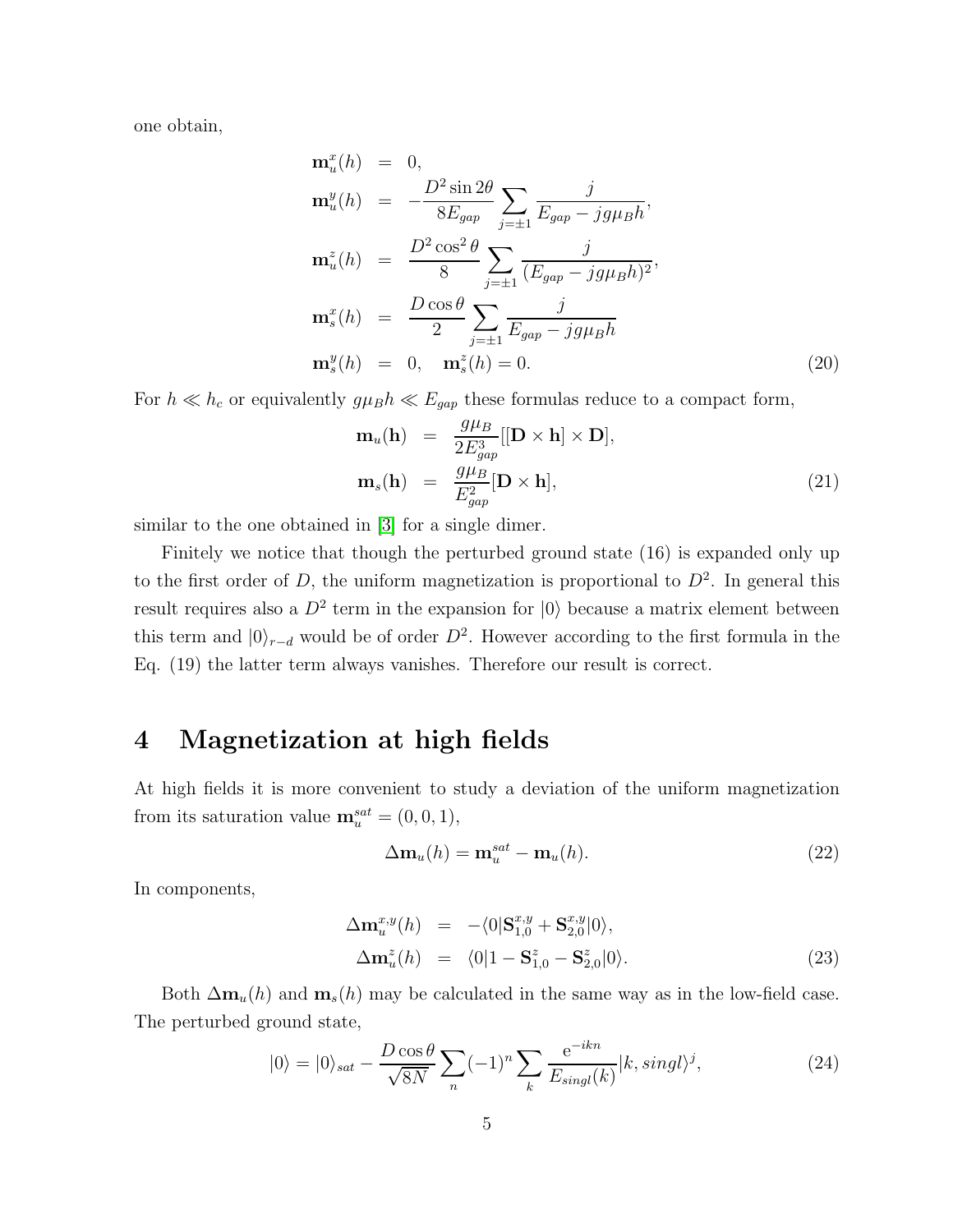one obtain,

$$
\begin{aligned}
\mathbf{m}_u^x(h) &= 0, \\
\mathbf{m}_u^y(h) &= -\frac{D^2 \sin 2\theta}{8E_{gap}} \sum_{j=\pm 1} \frac{j}{E_{gap} - jg\mu_B h}, \\
\mathbf{m}_u^z(h) &= \frac{D^2 \cos^2 \theta}{8} \sum_{j=\pm 1} \frac{j}{(E_{gap} - jg\mu_B h)^2}, \\
\mathbf{m}_s^x(h) &= \frac{D \cos \theta}{2} \sum_{j=\pm 1} \frac{j}{E_{gap} - jg\mu_B h} \\
\mathbf{m}_s^y(h) &= 0, \quad \mathbf{m}_s^z(h) = 0.
\end{aligned} \tag{20}
$$

For $h \ll h_c$ or equivalently $g\mu_B h \ll E_{gap}$ these formulas reduce to a compact form,

$$
\begin{aligned}
\mathbf{m}_u(\mathbf{h}) &= \frac{g\mu_B}{2E_{gap}^3} [[\mathbf{D} \times \mathbf{h}] \times \mathbf{D}], \\
\mathbf{m}_s(\mathbf{h}) &= \frac{g\mu_B}{E_{gap}^2} [\mathbf{D} \times \mathbf{h}],
\end{aligned} \tag{21}
$$

similar to the one obtained in [3] for a single dimer.

Finitely we notice that though the perturbed ground state (16) is expanded only up to the first order of $D$, the uniform magnetization is proportional to $D^2$. In general this result requires also a $D^2$ term in the expansion for $|0\rangle$ because a matrix element between this term and $|0\rangle_{r-d}$ would be of order $D^2$. However according to the first formula in the Eq. (19) the latter term always vanishes. Therefore our result is correct.

# 4 Magnetization at high fields

At high fields it is more convenient to study a deviation of the uniform magnetization from its saturation value $\mathbf{m}_u^{sat} = (0, 0, 1)$,

$$
\Delta \mathbf{m}_u(h) = \mathbf{m}_u^{sat} - \mathbf{m}_u(h). \tag{22}
$$

In components,

$$
\begin{aligned}
\Delta \mathbf{m}_u^{x,y}(h) &= -\langle 0 | \mathbf{S}_{1,0}^{x,y} + \mathbf{S}_{2,0}^{x,y} | 0 \rangle, \\
\Delta \mathbf{m}_u^z(h) &= \langle 0 | 1 - \mathbf{S}_{1,0}^z - \mathbf{S}_{2,0}^z | 0 \rangle.
\end{aligned} \tag{23}
$$

Both $\Delta \mathbf{m}_u(h)$ and $\mathbf{m}_s(h)$ may be calculated in the same way as in the low-field case. The perturbed ground state,

$$
|0\rangle = |0\rangle_{sat} - \frac{D \cos \theta}{\sqrt{8N}} \sum_n (-1)^n \sum_k \frac{\mathrm{e}^{-ikn}}{E_{singl}(k)} |k, singl\rangle^j, \tag{24}
$$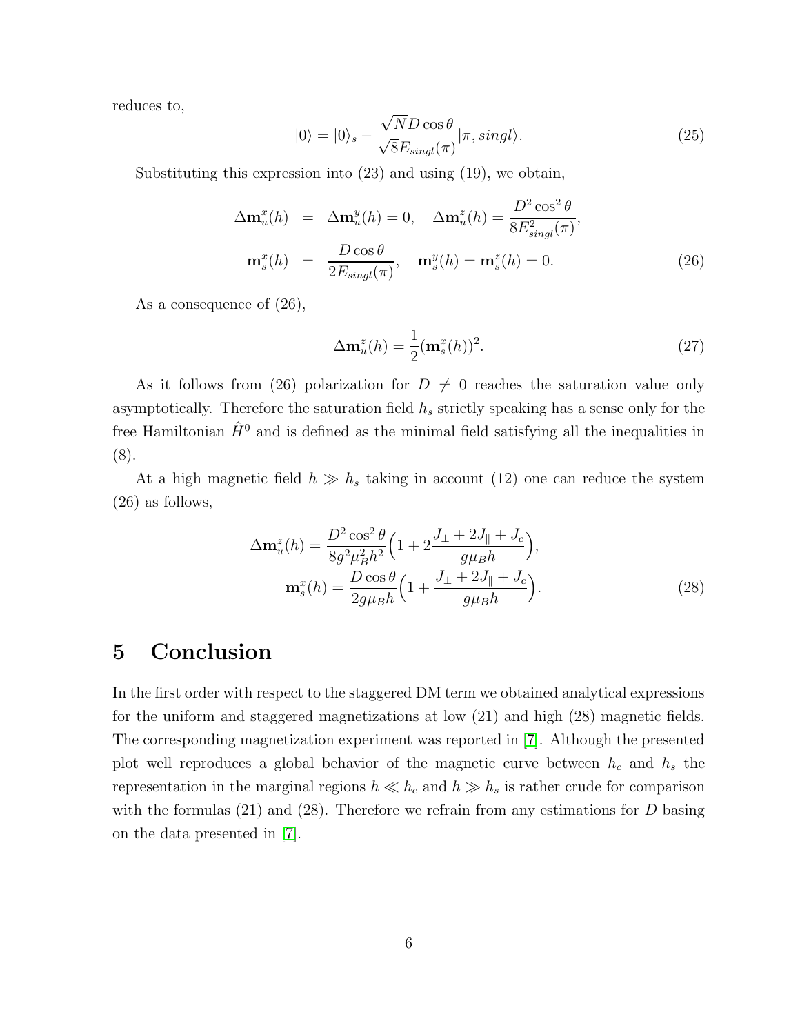reduces to,

$$|0\rangle = |0\rangle_s - \frac{\sqrt{N} D \cos\theta}{\sqrt{8} E_{singl}(\pi)} |\pi, singl\rangle. \tag{25}$$

Substituting this expression into (23) and using (19), we obtain,

$$\begin{aligned}
\Delta \mathbf{m}_u^x(h) &= \Delta \mathbf{m}_u^y(h) = 0, \quad \Delta \mathbf{m}_u^z(h) = \frac{D^2 \cos^2\theta}{8 E_{singl}^2(\pi)}, \\
\mathbf{m}_s^x(h) &= \frac{D \cos\theta}{2 E_{singl}(\pi)}, \quad \mathbf{m}_s^y(h) = \mathbf{m}_s^z(h) = 0.
\end{aligned} \tag{26}$$

As a consequence of (26),

$$\Delta \mathbf{m}_u^z(h) = \frac{1}{2} (\mathbf{m}_s^x(h))^2. \tag{27}$$

As it follows from (26) polarization for $D \neq 0$ reaches the saturation value only asymptotically. Therefore the saturation field $h_s$ strictly speaking has a sense only for the free Hamiltonian $\hat{H}^0$ and is defined as the minimal field satisfying all the inequalities in (8).

At a high magnetic field $h \gg h_s$ taking in account (12) one can reduce the system (26) as follows,

$$\begin{aligned}
\Delta \mathbf{m}_u^z(h) &= \frac{D^2 \cos^2\theta}{8 g^2 \mu_B^2 h^2} \Big( 1 + 2 \frac{J_\perp + 2 J_\parallel + J_c}{g \mu_B h} \Big), \\
\mathbf{m}_s^x(h) &= \frac{D \cos\theta}{2 g \mu_B h} \Big( 1 + \frac{J_\perp + 2 J_\parallel + J_c}{g \mu_B h} \Big).
\end{aligned} \tag{28}$$

# 5 Conclusion

In the first order with respect to the staggered DM term we obtained analytical expressions for the uniform and staggered magnetizations at low (21) and high (28) magnetic fields. The corresponding magnetization experiment was reported in [7]. Although the presented plot well reproduces a global behavior of the magnetic curve between $h_c$ and $h_s$ the representation in the marginal regions $h \ll h_c$ and $h \gg h_s$ is rather crude for comparison with the formulas (21) and (28). Therefore we refrain from any estimations for $D$ basing on the data presented in [7].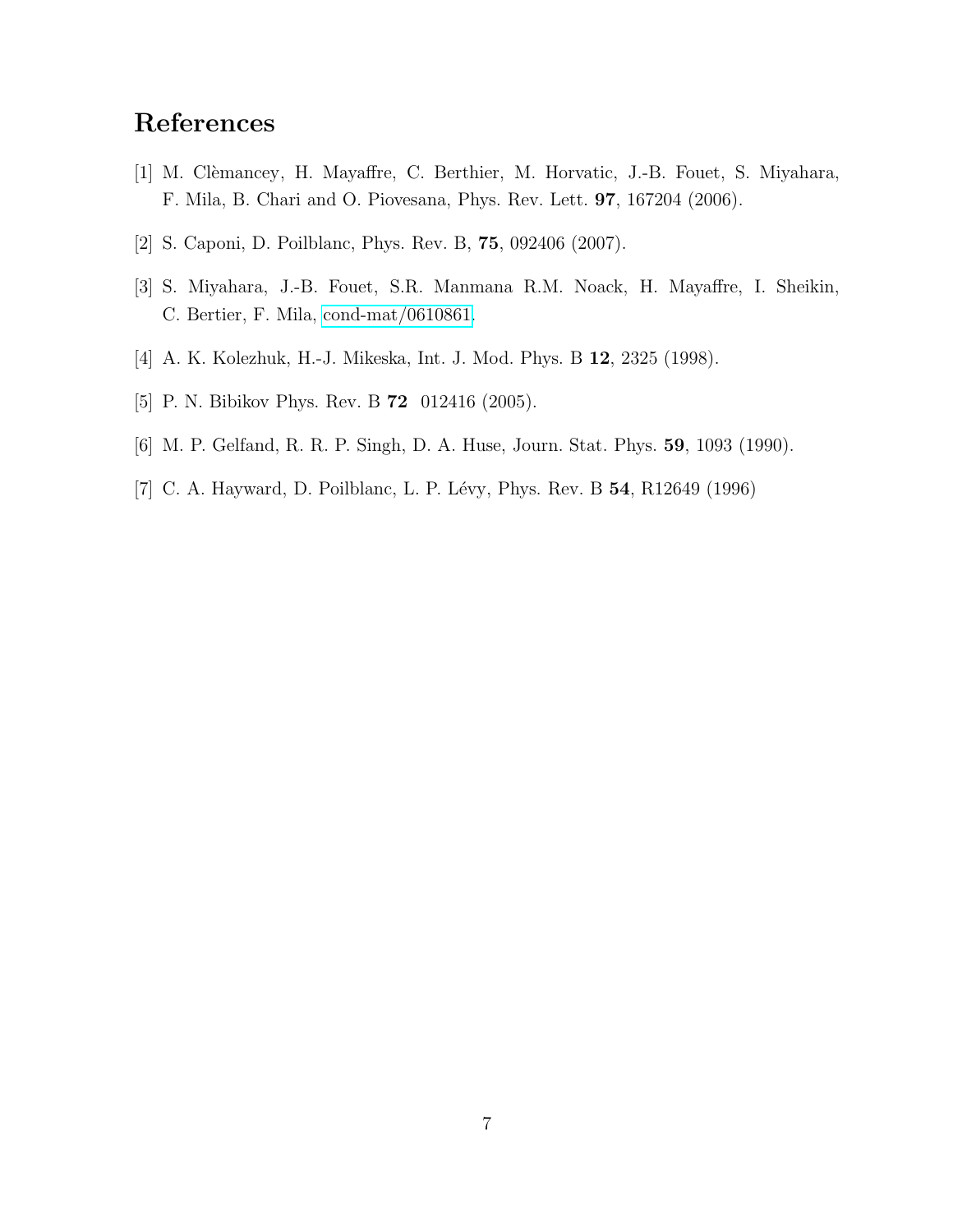## References

[1] M. Clèmancey, H. Mayaffre, C. Berthier, M. Horvatic, J.-B. Fouet, S. Miyahara, F. Mila, B. Chari and O. Piovesana, Phys. Rev. Lett. **97**, 167204 (2006).

[2] S. Caponi, D. Poilblanc, Phys. Rev. B, **75**, 092406 (2007).

[3] S. Miyahara, J.-B. Fouet, S.R. Manmana R.M. Noack, H. Mayaffre, I. Sheikin, C. Bertier, F. Mila, cond-mat/0610861.

[4] A. K. Kolezhuk, H.-J. Mikeska, Int. J. Mod. Phys. B **12**, 2325 (1998).

[5] P. N. Bibikov Phys. Rev. B **72** 012416 (2005).

[6] M. P. Gelfand, R. R. P. Singh, D. A. Huse, Journ. Stat. Phys. **59**, 1093 (1990).

[7] C. A. Hayward, D. Poilblanc, L. P. Lévy, Phys. Rev. B **54**, R12649 (1996)